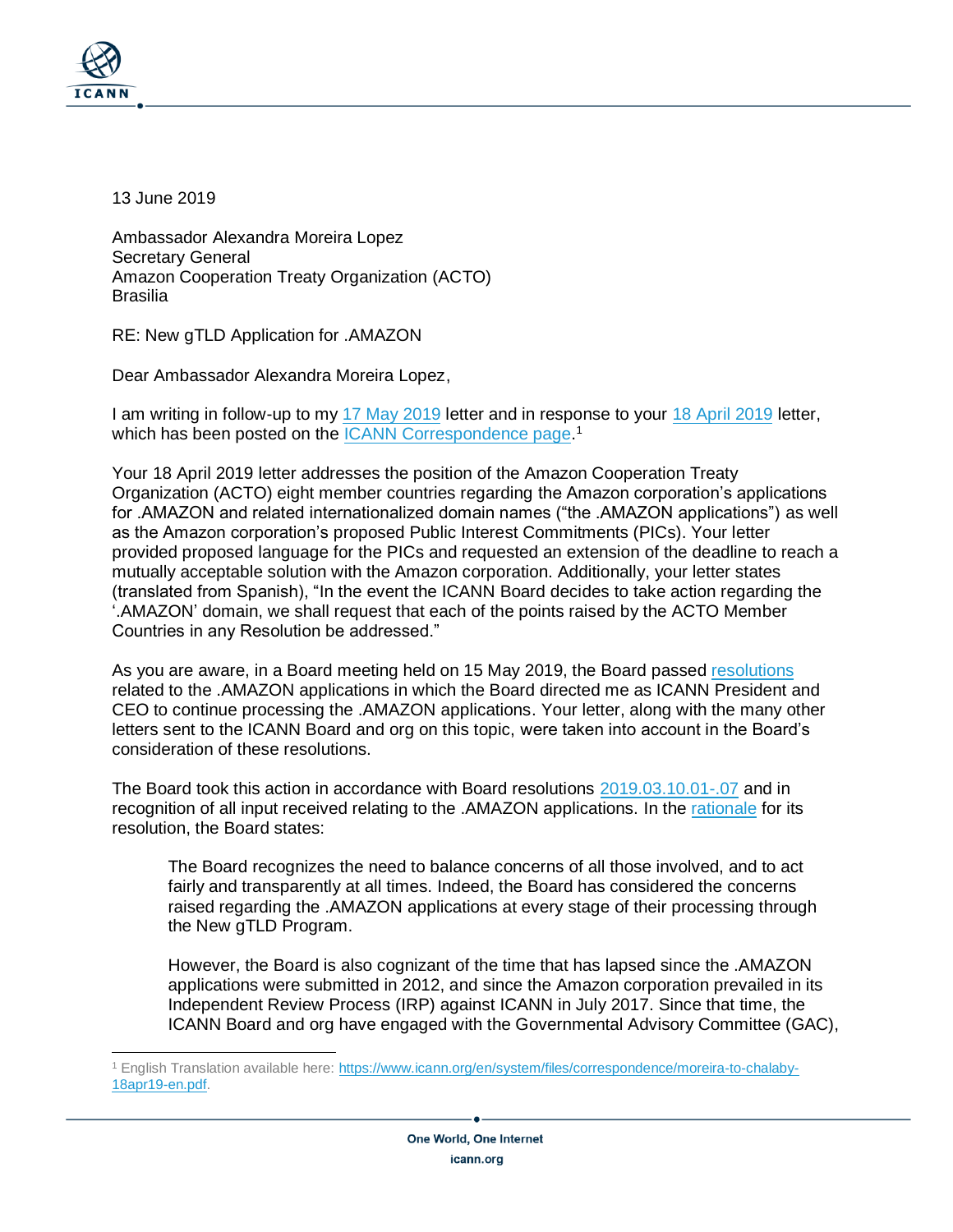13 June 2019

Ambassador Alexandra Moreira Lopez
Secretary General
Amazon Cooperation Treaty Organization (ACTO)
Brasilia

RE: New gTLD Application for .AMAZON

Dear Ambassador Alexandra Moreira Lopez,

I am writing in follow-up to my 17 May 2019 letter and in response to your 18 April 2019 letter, which has been posted on the ICANN Correspondence page.[1]

Your 18 April 2019 letter addresses the position of the Amazon Cooperation Treaty Organization (ACTO) eight member countries regarding the Amazon corporation's applications for .AMAZON and related internationalized domain names ("the .AMAZON applications") as well as the Amazon corporation's proposed Public Interest Commitments (PICs). Your letter provided proposed language for the PICs and requested an extension of the deadline to reach a mutually acceptable solution with the Amazon corporation. Additionally, your letter states (translated from Spanish), "In the event the ICANN Board decides to take action regarding the '.AMAZON' domain, we shall request that each of the points raised by the ACTO Member Countries in any Resolution be addressed."

As you are aware, in a Board meeting held on 15 May 2019, the Board passed resolutions related to the .AMAZON applications in which the Board directed me as ICANN President and CEO to continue processing the .AMAZON applications. Your letter, along with the many other letters sent to the ICANN Board and org on this topic, were taken into account in the Board's consideration of these resolutions.

The Board took this action in accordance with Board resolutions 2019.03.10.01-.07 and in recognition of all input received relating to the .AMAZON applications. In the rationale for its resolution, the Board states:

> The Board recognizes the need to balance concerns of all those involved, and to act fairly and transparently at all times. Indeed, the Board has considered the concerns raised regarding the .AMAZON applications at every stage of their processing through the New gTLD Program.
>
> However, the Board is also cognizant of the time that has lapsed since the .AMAZON applications were submitted in 2012, and since the Amazon corporation prevailed in its Independent Review Process (IRP) against ICANN in July 2017. Since that time, the ICANN Board and org have engaged with the Governmental Advisory Committee (GAC),

[1] English Translation available here: https://www.icann.org/en/system/files/correspondence/moreira-to-chalaby-18apr19-en.pdf.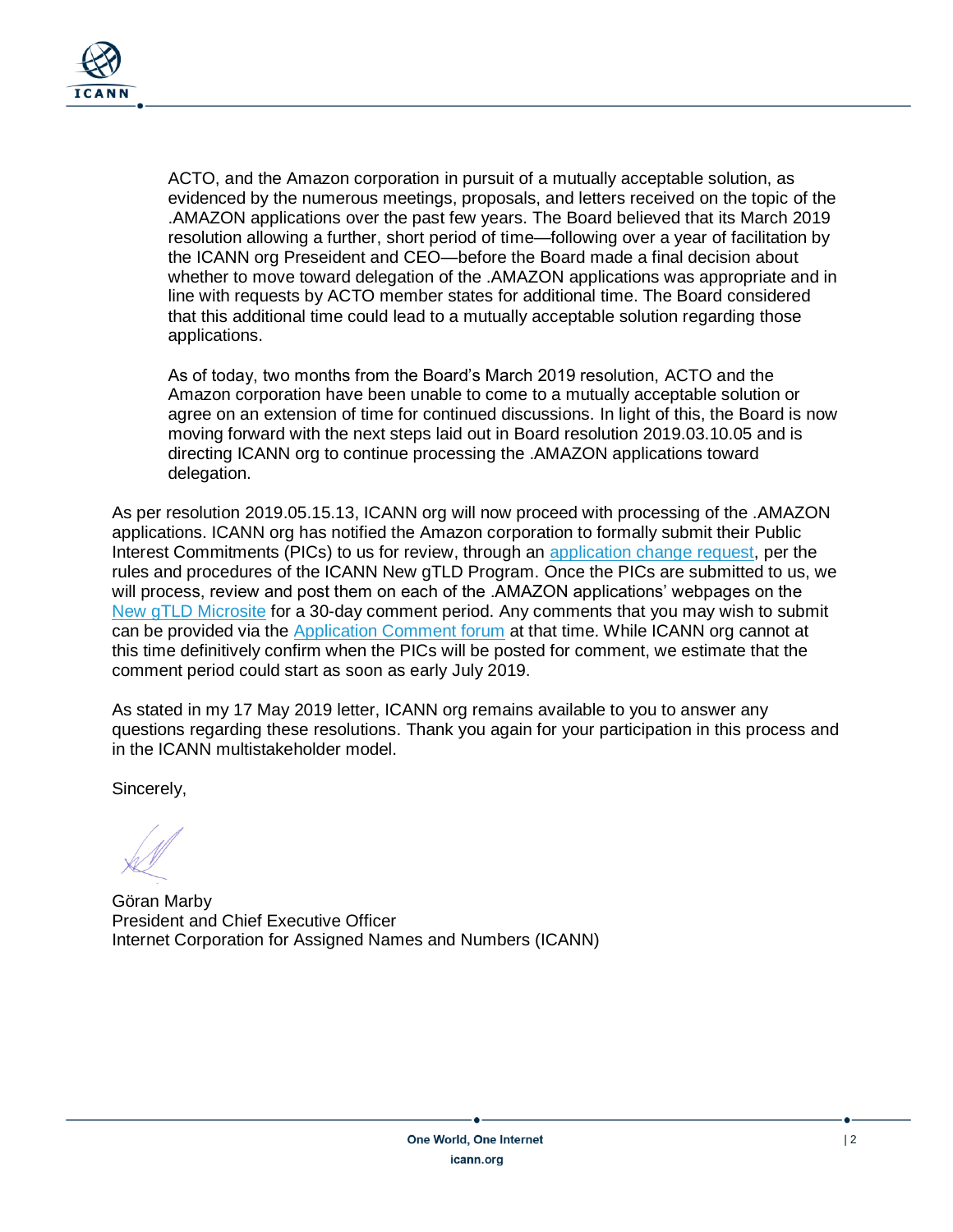> ACTO, and the Amazon corporation in pursuit of a mutually acceptable solution, as evidenced by the numerous meetings, proposals, and letters received on the topic of the .AMAZON applications over the past few years. The Board believed that its March 2019 resolution allowing a further, short period of time—following over a year of facilitation by the ICANN org Preseident and CEO—before the Board made a final decision about whether to move toward delegation of the .AMAZON applications was appropriate and in line with requests by ACTO member states for additional time. The Board considered that this additional time could lead to a mutually acceptable solution regarding those applications.
>
> As of today, two months from the Board's March 2019 resolution, ACTO and the Amazon corporation have been unable to come to a mutually acceptable solution or agree on an extension of time for continued discussions. In light of this, the Board is now moving forward with the next steps laid out in Board resolution 2019.03.10.05 and is directing ICANN org to continue processing the .AMAZON applications toward delegation.

As per resolution 2019.05.15.13, ICANN org will now proceed with processing of the .AMAZON applications. ICANN org has notified the Amazon corporation to formally submit their Public Interest Commitments (PICs) to us for review, through an application change request, per the rules and procedures of the ICANN New gTLD Program. Once the PICs are submitted to us, we will process, review and post them on each of the .AMAZON applications' webpages on the New gTLD Microsite for a 30-day comment period. Any comments that you may wish to submit can be provided via the Application Comment forum at that time. While ICANN org cannot at this time definitively confirm when the PICs will be posted for comment, we estimate that the comment period could start as soon as early July 2019.

As stated in my 17 May 2019 letter, ICANN org remains available to you to answer any questions regarding these resolutions. Thank you again for your participation in this process and in the ICANN multistakeholder model.

Sincerely,

Göran Marby
President and Chief Executive Officer
Internet Corporation for Assigned Names and Numbers (ICANN)